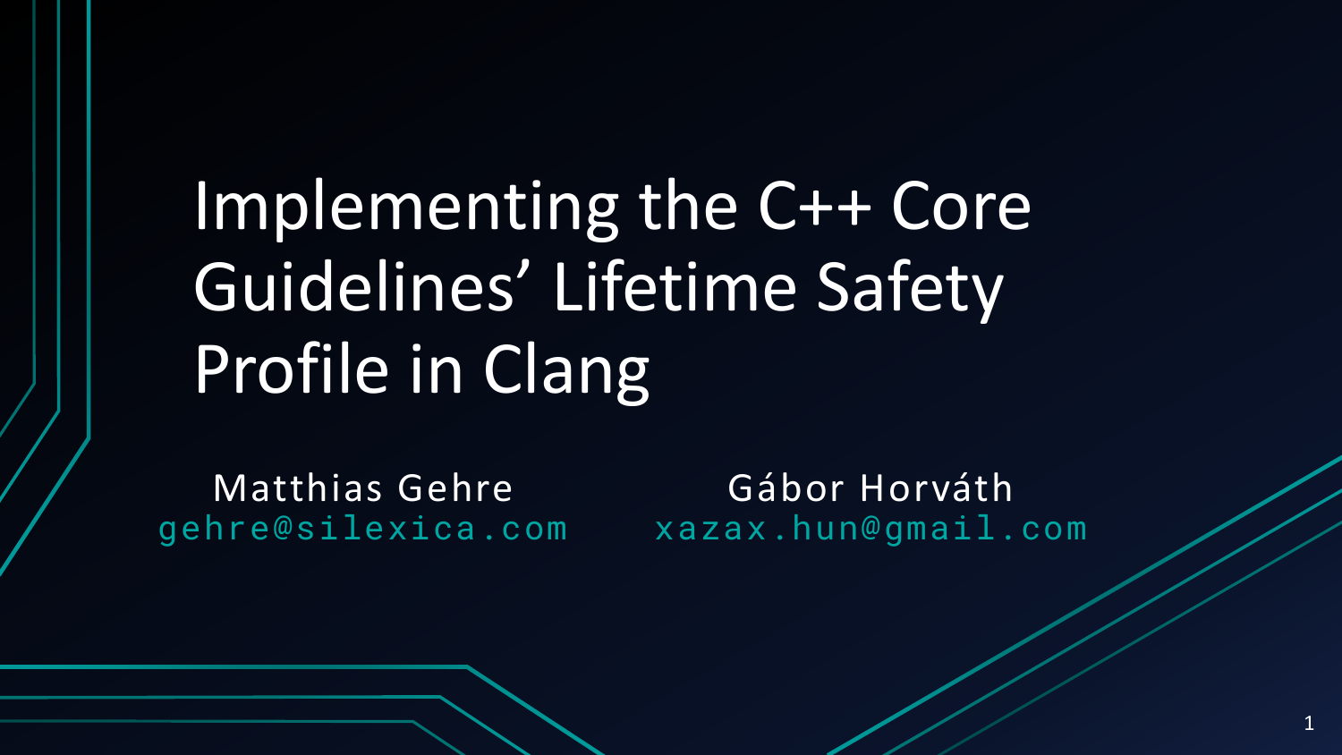# Implementing the C++ Core Guidelines' Lifetime Safety Profile in Clang

Matthias Gehre
gehre@silexica.com

Gábor Horváth
xazax.hun@gmail.com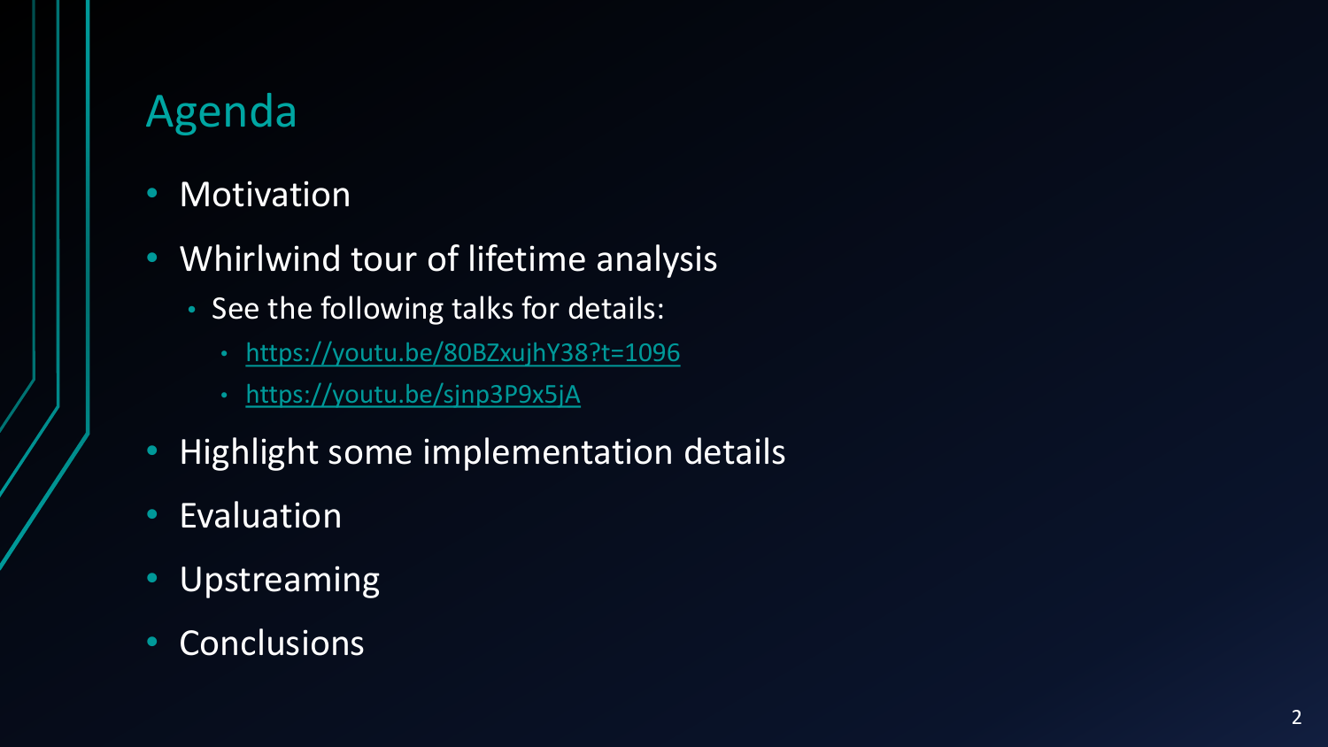## Agenda

- Motivation
- Whirlwind tour of lifetime analysis
  - See the following talks for details:
    - https://youtu.be/80BZxujhY38?t=1096
    - https://youtu.be/sjnp3P9x5jA
- Highlight some implementation details
- Evaluation
- Upstreaming
- Conclusions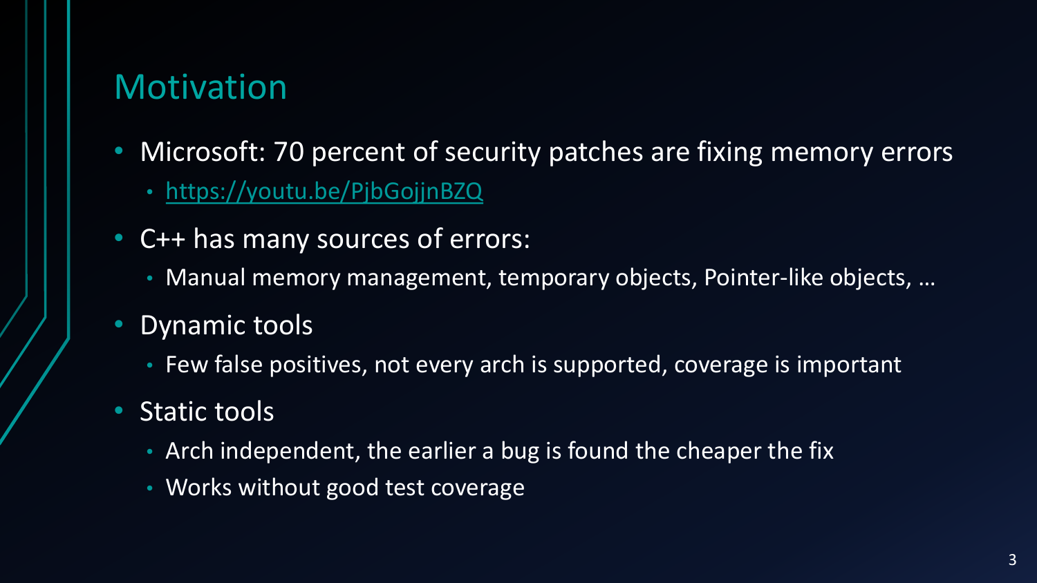# Motivation

- Microsoft: 70 percent of security patches are fixing memory errors
  - https://youtu.be/PjbGojjnBZQ
- C++ has many sources of errors:
  - Manual memory management, temporary objects, Pointer-like objects, …
- Dynamic tools
  - Few false positives, not every arch is supported, coverage is important
- Static tools
  - Arch independent, the earlier a bug is found the cheaper the fix
  - Works without good test coverage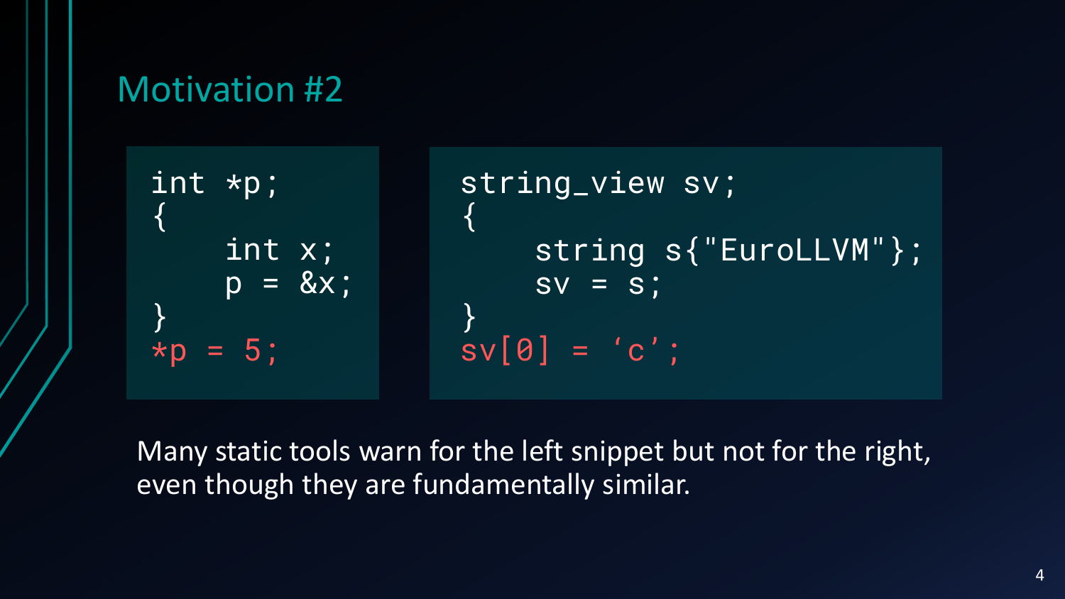## Motivation #2

```
int *p;
{
    int x;
    p = &x;
}
*p = 5;
```

```
string_view sv;
{
    string s{"EuroLLVM"};
    sv = s;
}
sv[0] = 'c';
```

Many static tools warn for the left snippet but not for the right, even though they are fundamentally similar.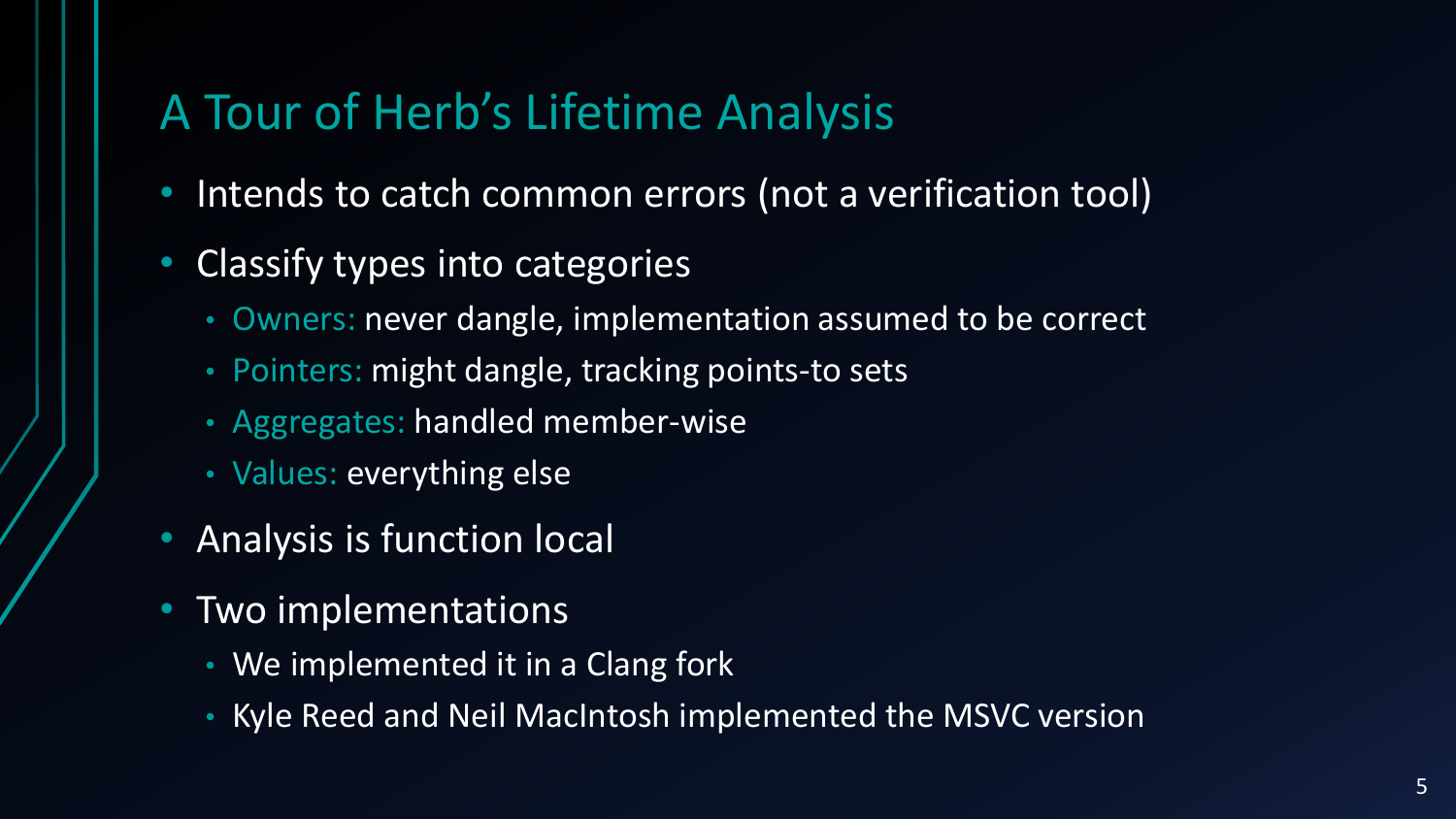# A Tour of Herb's Lifetime Analysis

- Intends to catch common errors (not a verification tool)
- Classify types into categories
  - Owners: never dangle, implementation assumed to be correct
  - Pointers: might dangle, tracking points-to sets
  - Aggregates: handled member-wise
  - Values: everything else
- Analysis is function local
- Two implementations
  - We implemented it in a Clang fork
  - Kyle Reed and Neil MacIntosh implemented the MSVC version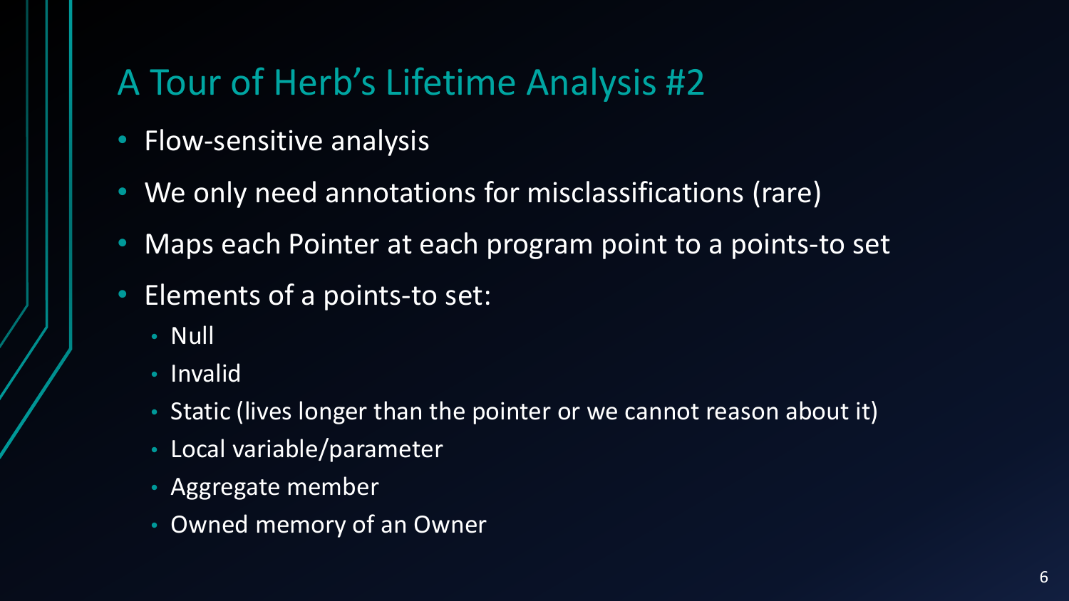# A Tour of Herb's Lifetime Analysis #2

- Flow-sensitive analysis
- We only need annotations for misclassifications (rare)
- Maps each Pointer at each program point to a points-to set
- Elements of a points-to set:
  - Null
  - Invalid
  - Static (lives longer than the pointer or we cannot reason about it)
  - Local variable/parameter
  - Aggregate member
  - Owned memory of an Owner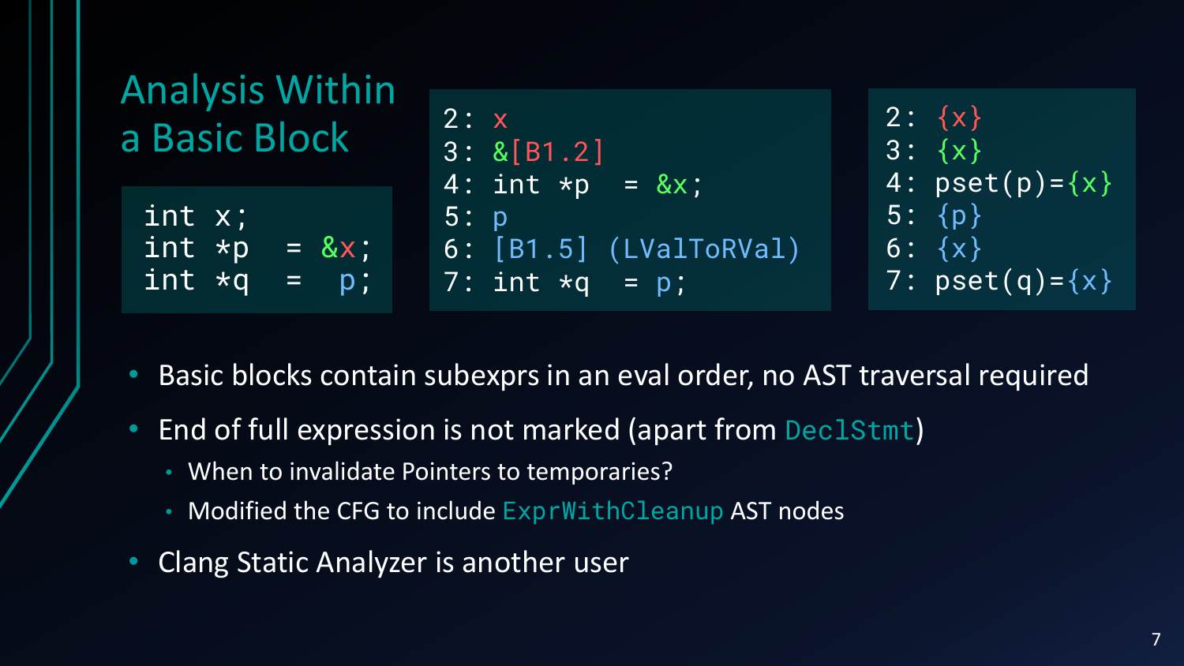# Analysis Within a Basic Block

```
int x;
int *p  = &x;
int *q  =  p;
```

```
2: x
3: &[B1.2]
4: int *p  = &x;
5: p
6: [B1.5] (LValToRVal)
7: int *q  = p;
```

```
2: {x}
3: {x}
4: pset(p)={x}
5: {p}
6: {x}
7: pset(q)={x}
```

- Basic blocks contain subexprs in an eval order, no AST traversal required
- End of full expression is not marked (apart from `DeclStmt`)
  - When to invalidate Pointers to temporaries?
  - Modified the CFG to include `ExprWithCleanup` AST nodes
- Clang Static Analyzer is another user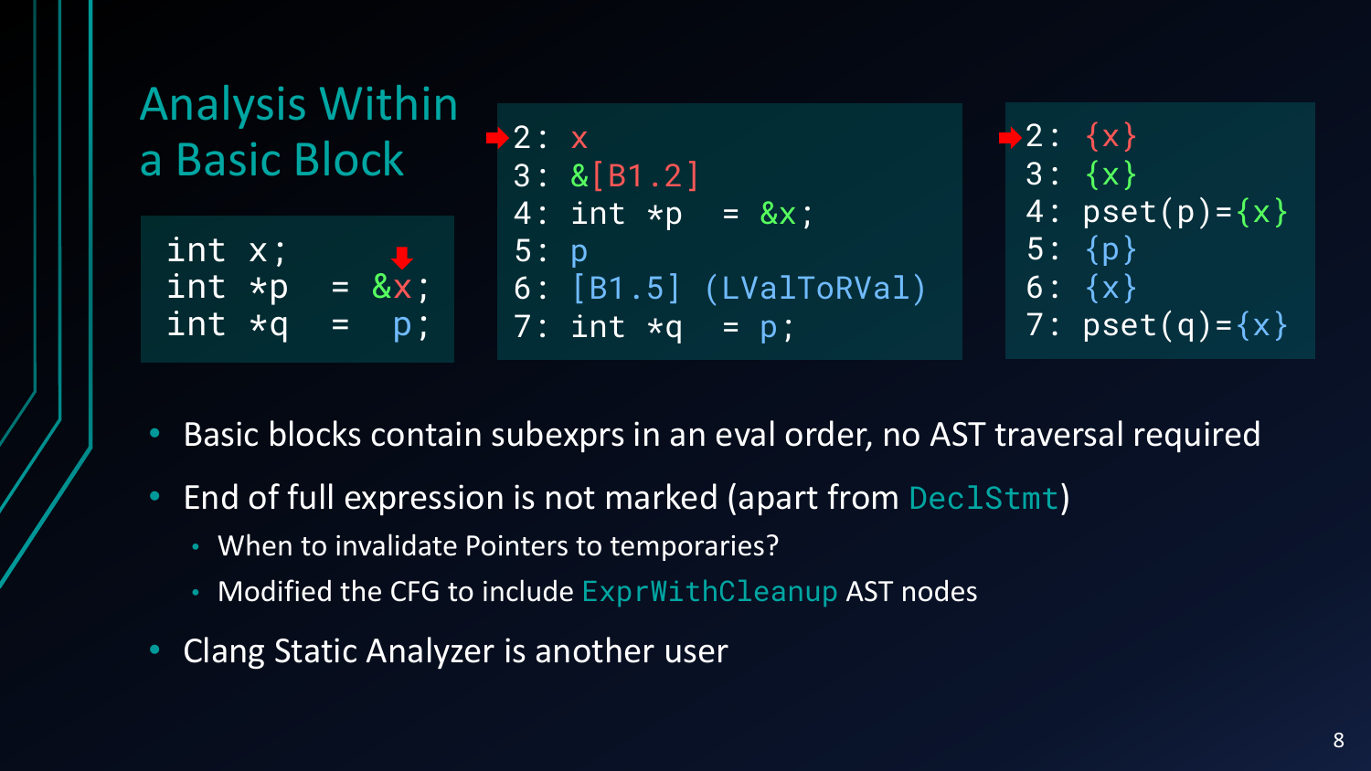# Analysis Within a Basic Block

```
int x;
int *p  = &x;
int *q  =  p;
```

```
2: x
3: &[B1.2]
4: int *p  = &x;
5: p
6: [B1.5] (LValToRVal)
7: int *q  = p;
```

```
2: {x}
3: {x}
4: pset(p)={x}
5: {p}
6: {x}
7: pset(q)={x}
```

- Basic blocks contain subexprs in an eval order, no AST traversal required
- End of full expression is not marked (apart from `DeclStmt`)
  - When to invalidate Pointers to temporaries?
  - Modified the CFG to include `ExprWithCleanup` AST nodes
- Clang Static Analyzer is another user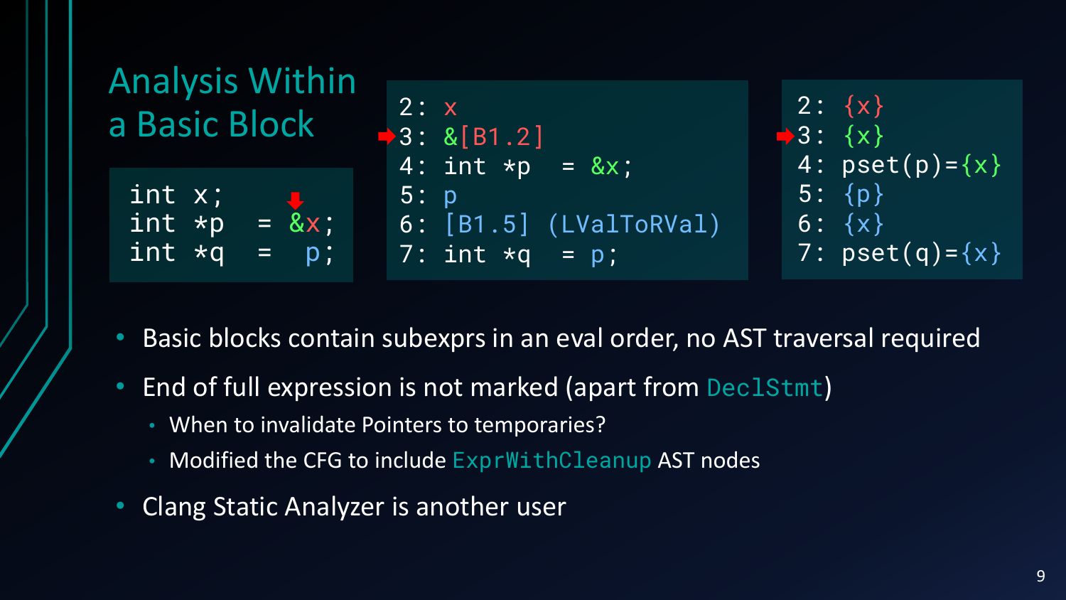# Analysis Within a Basic Block

```
int x;
int *p   = &x;
int *q   =  p;
```

```
2: x
3: &[B1.2]
4: int *p  = &x;
5: p
6: [B1.5] (LValToRVal)
7: int *q  = p;
```

```
2: {x}
3: {x}
4: pset(p)={x}
5: {p}
6: {x}
7: pset(q)={x}
```

- Basic blocks contain subexprs in an eval order, no AST traversal required
- End of full expression is not marked (apart from `DeclStmt`)
  - When to invalidate Pointers to temporaries?
  - Modified the CFG to include `ExprWithCleanup` AST nodes
- Clang Static Analyzer is another user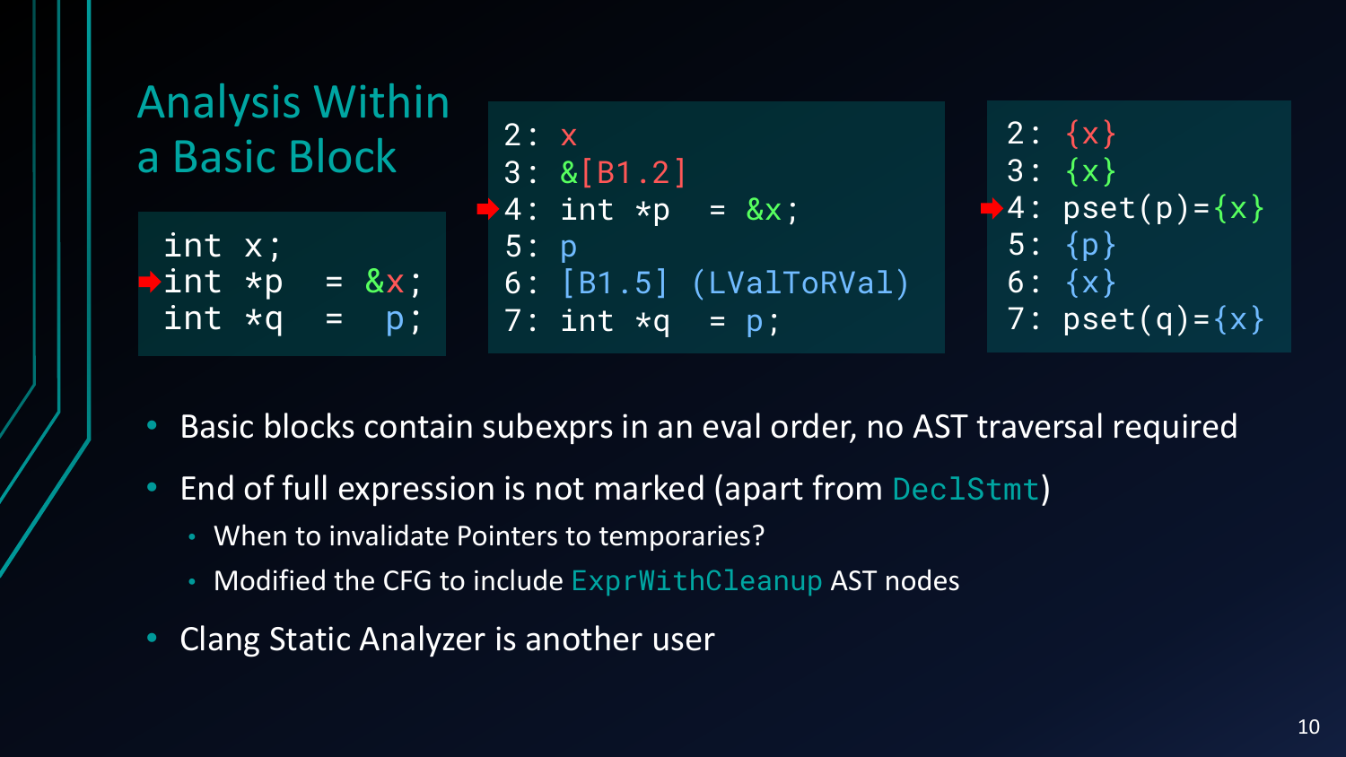# Analysis Within a Basic Block

```
int x;
int *p  = &x;
int *q  =  p;
```

```
2: x
3: &[B1.2]
4: int *p  = &x;
5: p
6: [B1.5] (LValToRVal)
7: int *q  = p;
```

```
2: {x}
3: {x}
4: pset(p)={x}
5: {p}
6: {x}
7: pset(q)={x}
```

- Basic blocks contain subexprs in an eval order, no AST traversal required
- End of full expression is not marked (apart from `DeclStmt`)
  - When to invalidate Pointers to temporaries?
  - Modified the CFG to include `ExprWithCleanup` AST nodes
- Clang Static Analyzer is another user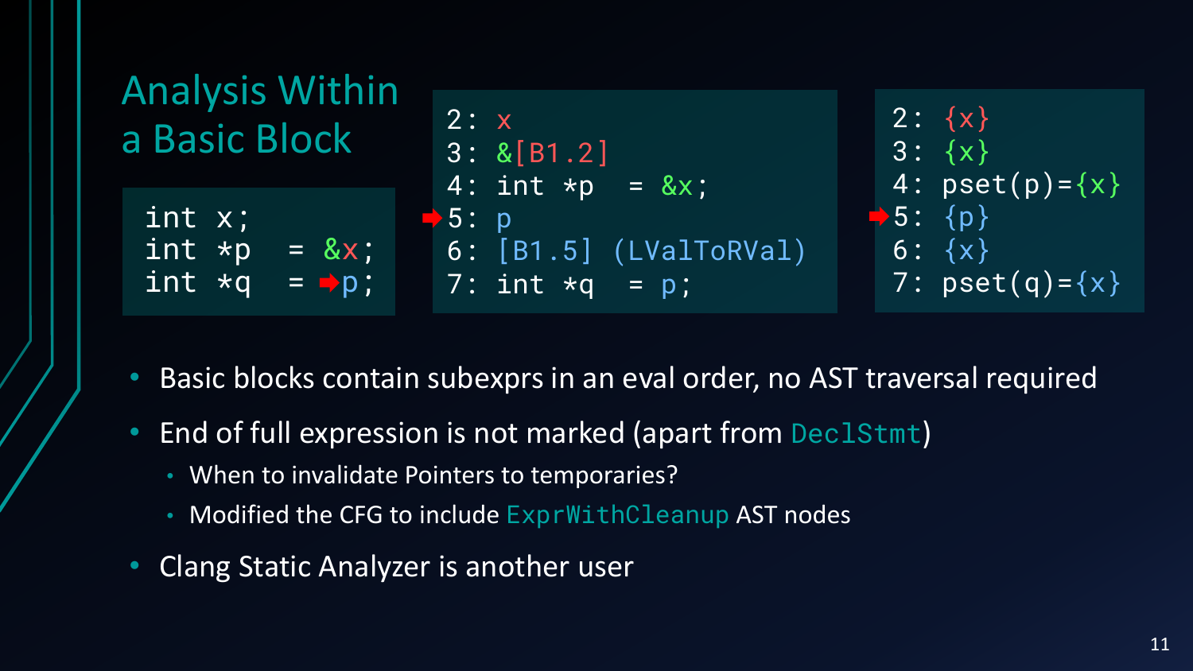# Analysis Within a Basic Block

```
int x;
int *p   = &x;
int *q   = p;
```

```
2: x
3: &[B1.2]
4: int *p   = &x;
5: p
6: [B1.5] (LValToRVal)
7: int *q   = p;
```

```
2: {x}
3: {x}
4: pset(p)={x}
5: {p}
6: {x}
7: pset(q)={x}
```

- Basic blocks contain subexprs in an eval order, no AST traversal required
- End of full expression is not marked (apart from `DeclStmt`)
  - When to invalidate Pointers to temporaries?
  - Modified the CFG to include `ExprWithCleanup` AST nodes
- Clang Static Analyzer is another user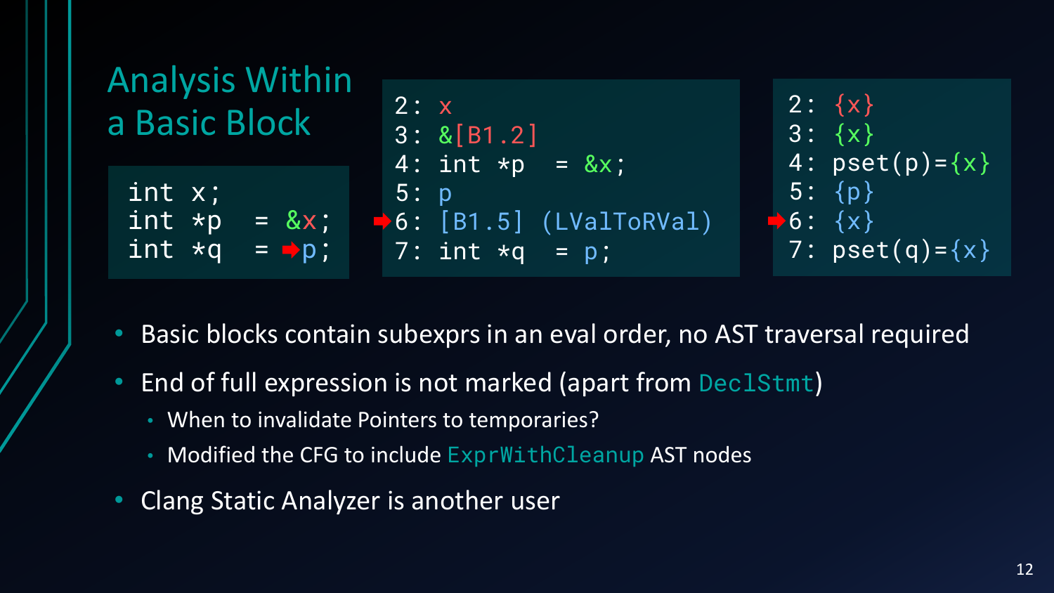# Analysis Within a Basic Block

```
int x;
int *p   = &x;
int *q   = ➡p;
```

```
2: x
3: &[B1.2]
4: int *p   = &x;
5: p
➡6: [B1.5] (LValToRVal)
7: int *q   = p;
```

```
2: {x}
3: {x}
4: pset(p)={x}
5: {p}
➡6: {x}
7: pset(q)={x}
```

- Basic blocks contain subexprs in an eval order, no AST traversal required
- End of full expression is not marked (apart from `DeclStmt`)
  - When to invalidate Pointers to temporaries?
  - Modified the CFG to include `ExprWithCleanup` AST nodes
- Clang Static Analyzer is another user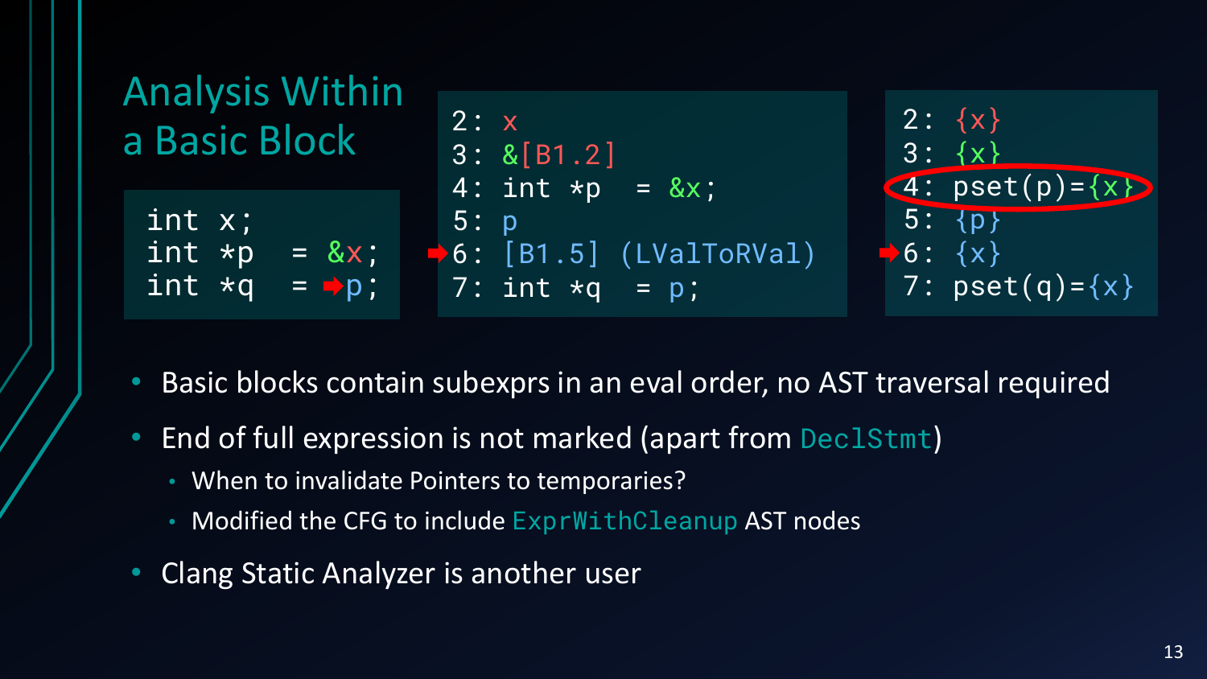# Analysis Within a Basic Block

```
int x;
int *p  = &x;
int *q  = p;
```

```
2: x
3: &[B1.2]
4: int *p  = &x;
5: p
6: [B1.5] (LValToRVal)
7: int *q  = p;
```

```
2: {x}
3: {x}
4: pset(p)={x}
5: {p}
6: {x}
7: pset(q)={x}
```

- Basic blocks contain subexprs in an eval order, no AST traversal required
- End of full expression is not marked (apart from `DeclStmt`)
  - When to invalidate Pointers to temporaries?
  - Modified the CFG to include `ExprWithCleanup` AST nodes
- Clang Static Analyzer is another user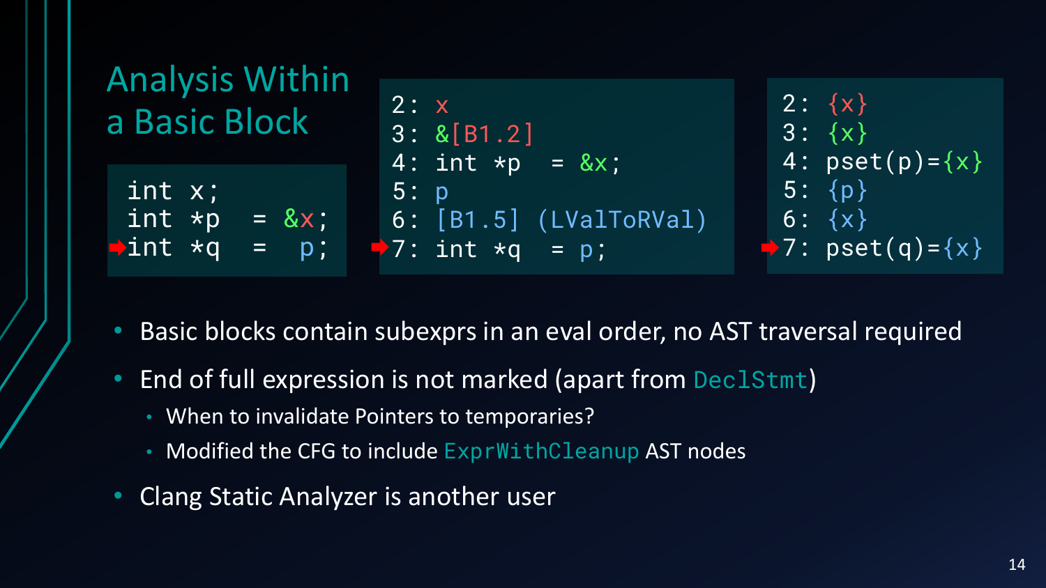# Analysis Within a Basic Block

```
int x;
int *p  = &x;
int *q  =  p;
```

```
2: x
3: &[B1.2]
4: int *p  = &x;
5: p
6: [B1.5] (LValToRVal)
7: int *q  = p;
```

```
2: {x}
3: {x}
4: pset(p)={x}
5: {p}
6: {x}
7: pset(q)={x}
```

- Basic blocks contain subexprs in an eval order, no AST traversal required
- End of full expression is not marked (apart from `DeclStmt`)
  - When to invalidate Pointers to temporaries?
  - Modified the CFG to include `ExprWithCleanup` AST nodes
- Clang Static Analyzer is another user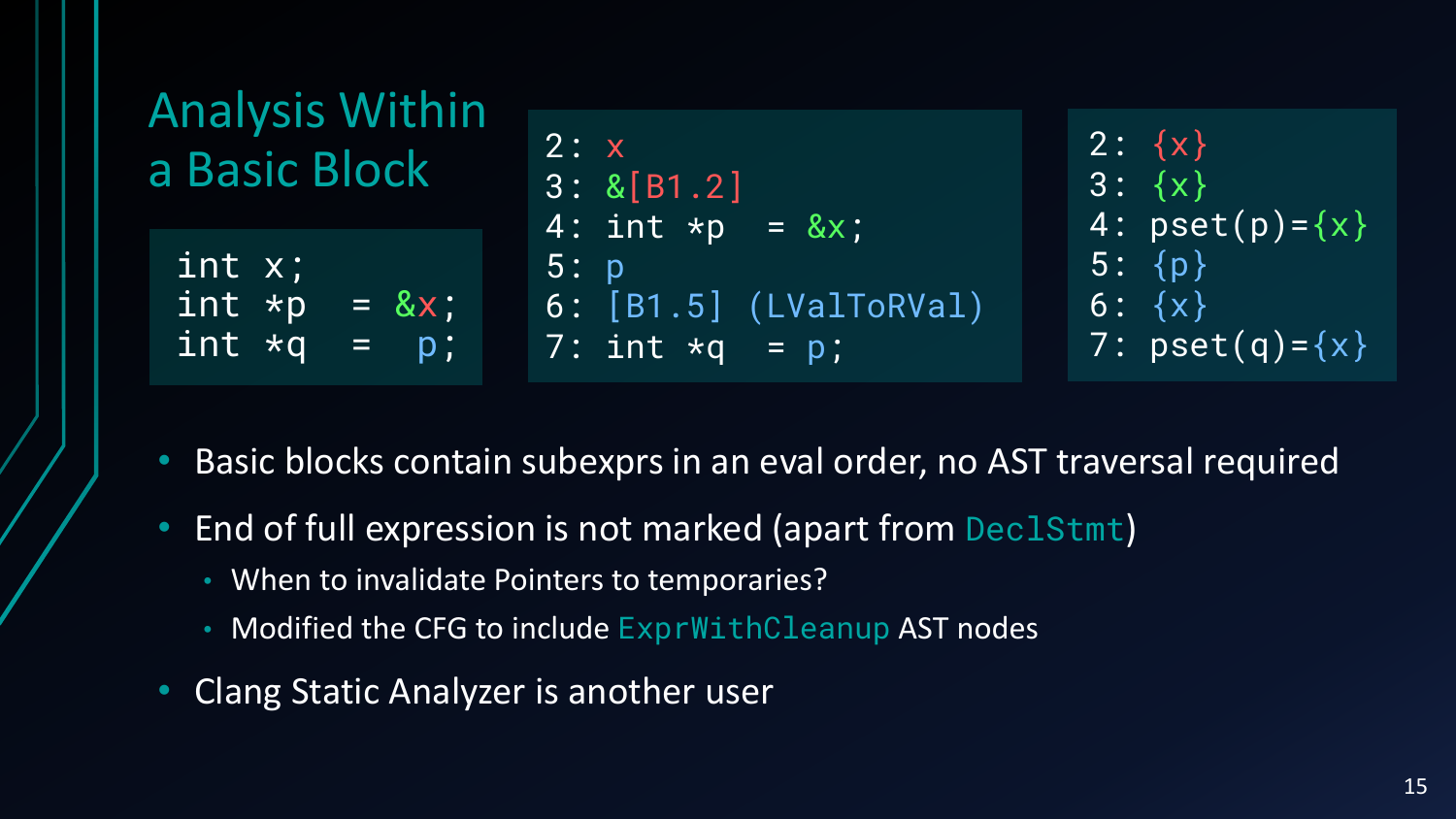# Analysis Within a Basic Block

```
int x;
int *p  = &x;
int *q  =  p;
```

```
2: x
3: &[B1.2]
4: int *p  = &x;
5: p
6: [B1.5] (LValToRVal)
7: int *q  = p;
```

```
2: {x}
3: {x}
4: pset(p)={x}
5: {p}
6: {x}
7: pset(q)={x}
```

- Basic blocks contain subexprs in an eval order, no AST traversal required
- End of full expression is not marked (apart from `DeclStmt`)
  - When to invalidate Pointers to temporaries?
  - Modified the CFG to include `ExprWithCleanup` AST nodes
- Clang Static Analyzer is another user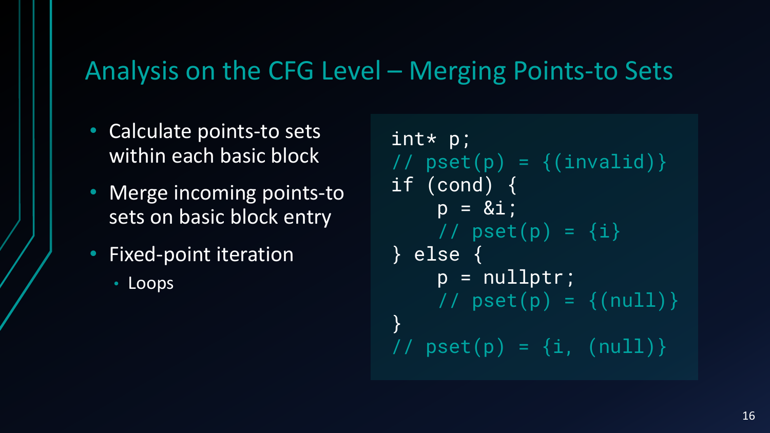# Analysis on the CFG Level – Merging Points-to Sets

- Calculate points-to sets within each basic block
- Merge incoming points-to sets on basic block entry
- Fixed-point iteration
  - Loops

```
int* p;
// pset(p) = {(invalid)}
if (cond) {
    p = &i;
    // pset(p) = {i}
} else {
    p = nullptr;
    // pset(p) = {(null)}
}
// pset(p) = {i, (null)}
```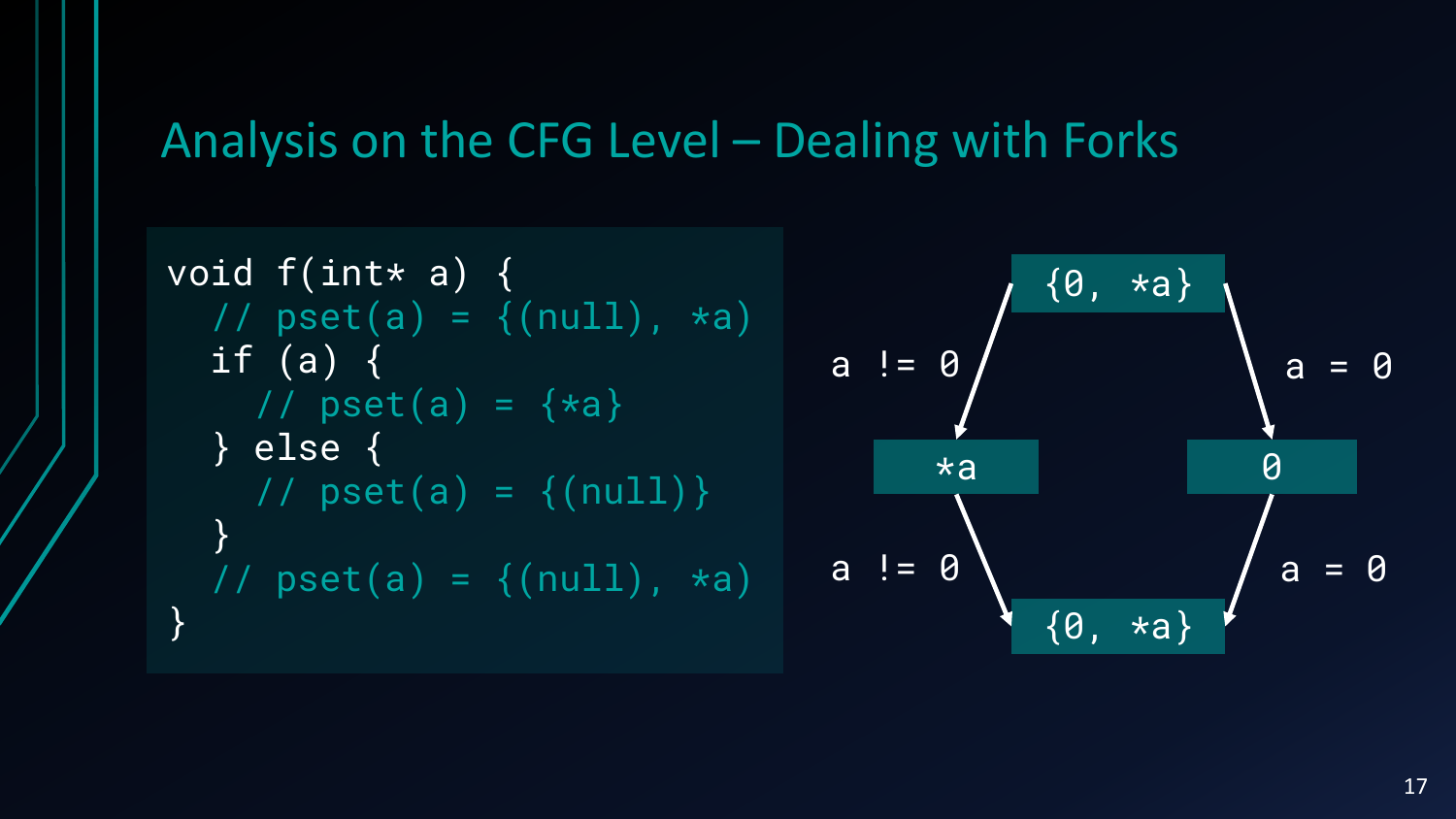# Analysis on the CFG Level – Dealing with Forks

```
void f(int* a) {
  // pset(a) = {(null), *a)
  if (a) {
    // pset(a) = {*a}
  } else {
    // pset(a) = {(null)}
  }
  // pset(a) = {(null), *a)
}
```

```
              {0, *a}
   a != 0    /       \    a = 0
            v         v
          *a           0
   a != 0   \         /   a = 0
             v       v
              {0, *a}
```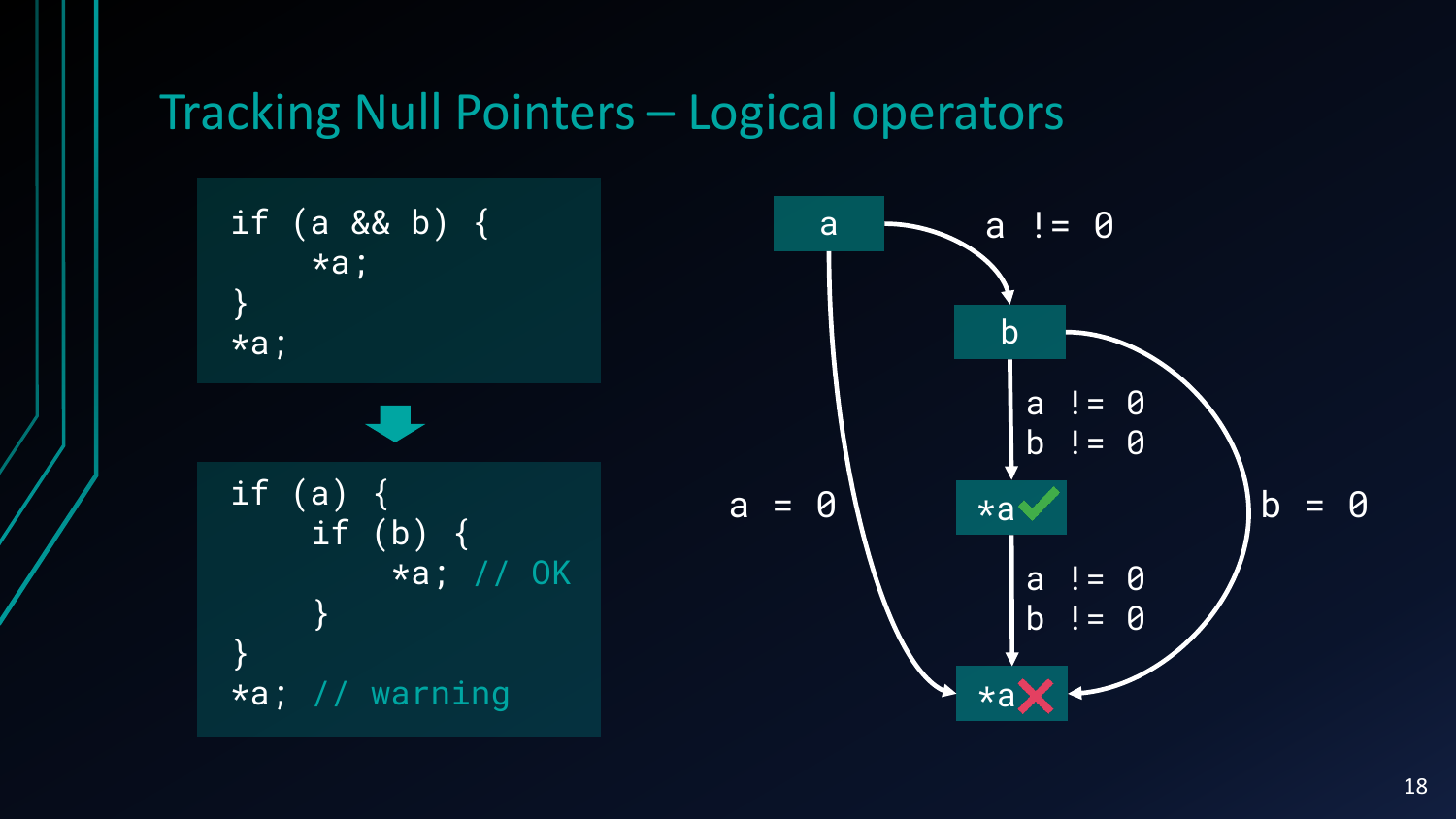# Tracking Null Pointers – Logical operators

```
if (a && b) {
    *a;
}
*a;
```

```
if (a) {
    if (b) {
        *a; // OK
    }
}
*a; // warning
```

a → b: a != 0

a → *a ✗: a = 0

b → *a ✓: a != 0, b != 0

b → *a ✗: b = 0

*a ✓ → *a ✗: a != 0, b != 0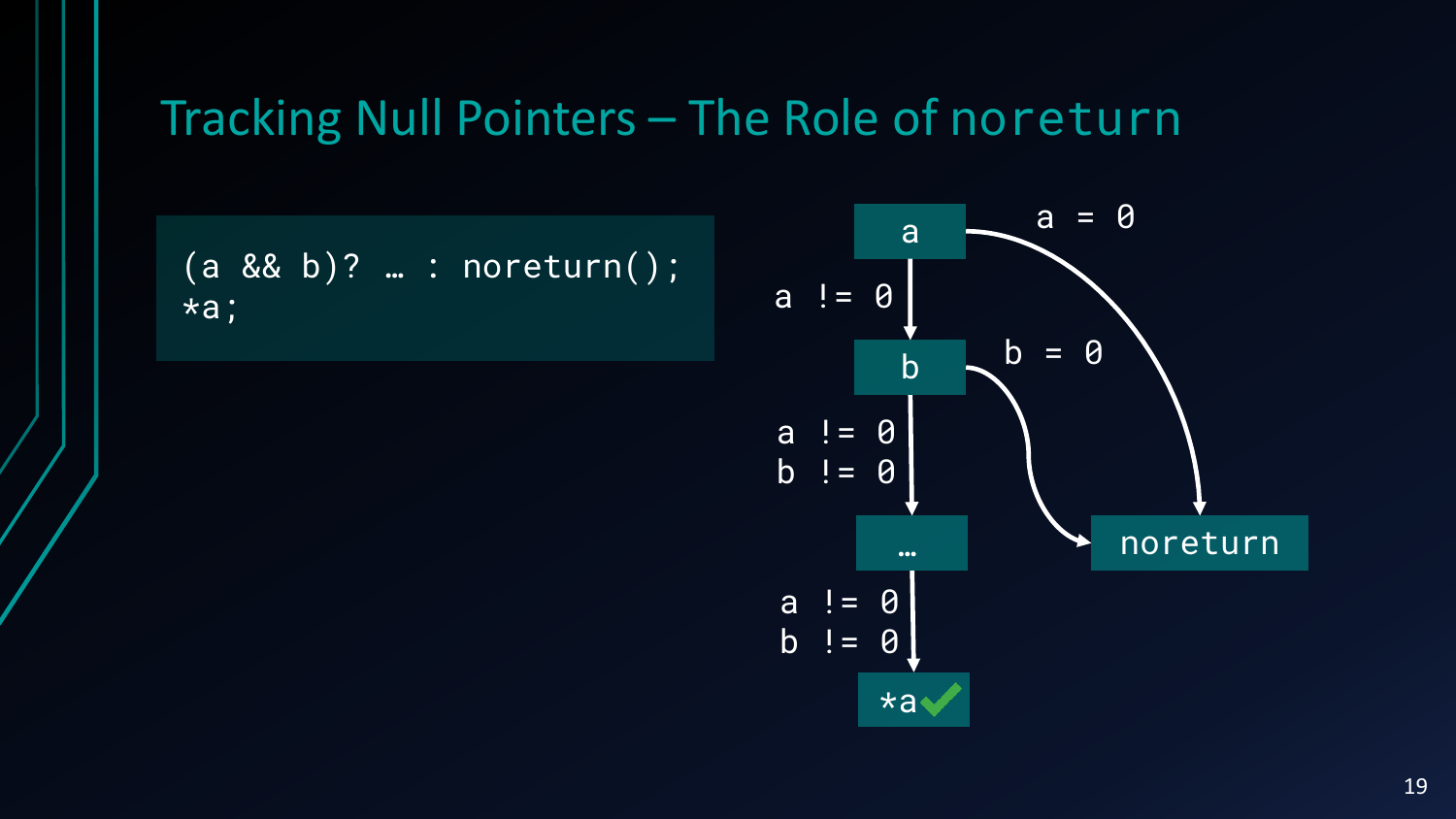# Tracking Null Pointers – The Role of noreturn

```
(a && b)? … : noreturn();
*a;
```

a

a != 0

a = 0

b

b = 0

a != 0
b != 0

…

a != 0
b != 0

*a ✓

noreturn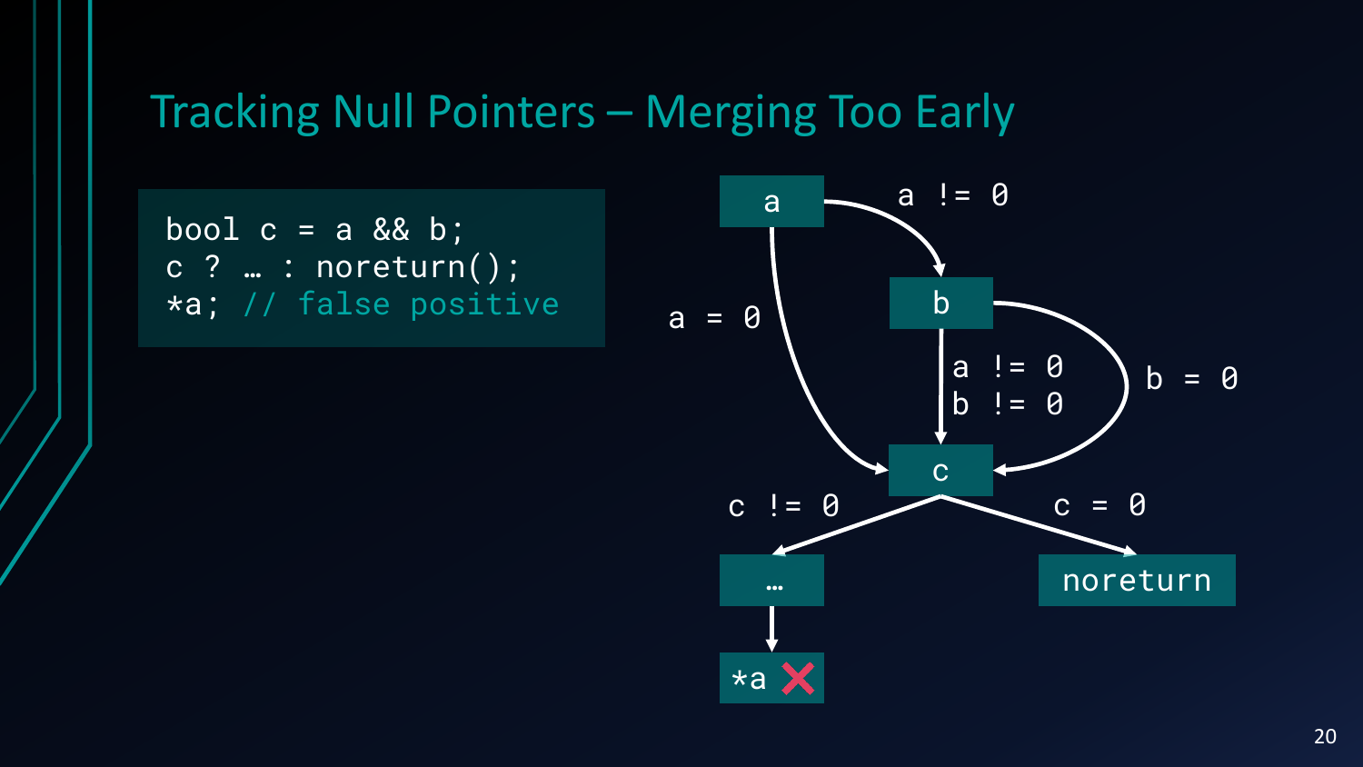# Tracking Null Pointers – Merging Too Early

```
bool c = a && b;
c ? … : noreturn();
*a; // false positive
```

a

a != 0

a = 0

b

a != 0
b != 0

b = 0

c

c != 0

c = 0

…

noreturn

*a ❌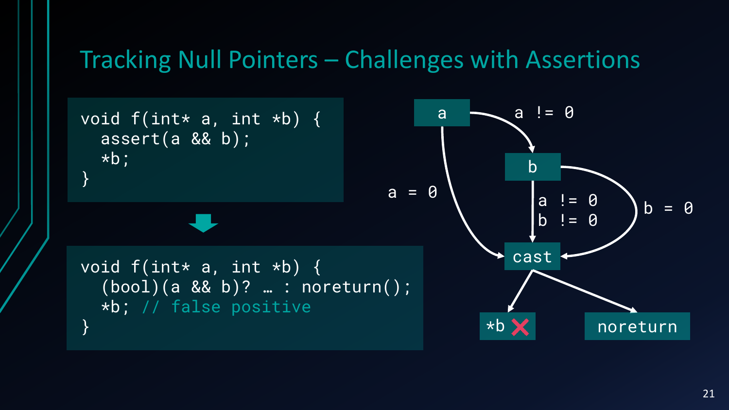# Tracking Null Pointers – Challenges with Assertions

```
void f(int* a, int *b) {
  assert(a && b);
  *b;
}
```

```
void f(int* a, int *b) {
  (bool)(a && b)? … : noreturn();
  *b; // false positive
}
```

a → (a != 0) → b

a → (a = 0) → cast

b → (a != 0, b != 0) → cast

b → (b = 0) → cast

cast → *b ✗

cast → noreturn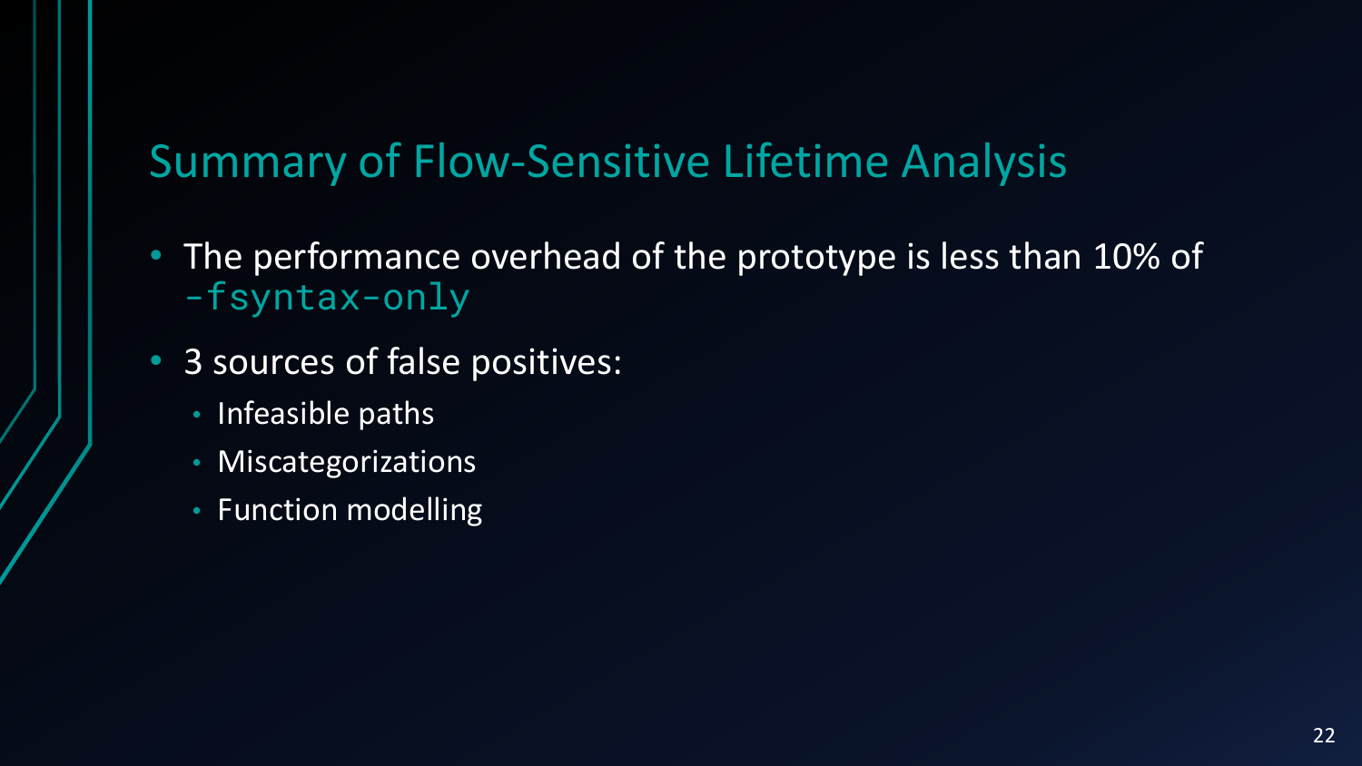# Summary of Flow-Sensitive Lifetime Analysis

- The performance overhead of the prototype is less than 10% of `-fsyntax-only`
- 3 sources of false positives:
  - Infeasible paths
  - Miscategorizations
  - Function modelling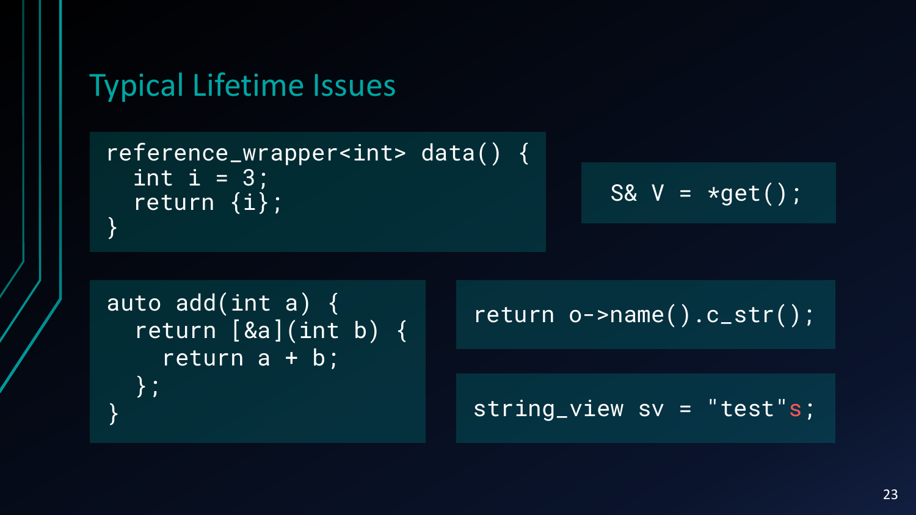# Typical Lifetime Issues

```
reference_wrapper<int> data() {
  int i = 3;
  return {i};
}
```

```
S& V = *get();
```

```
auto add(int a) {
  return [&a](int b) {
    return a + b;
  };
}
```

```
return o->name().c_str();
```

```
string_view sv = "test"s;
```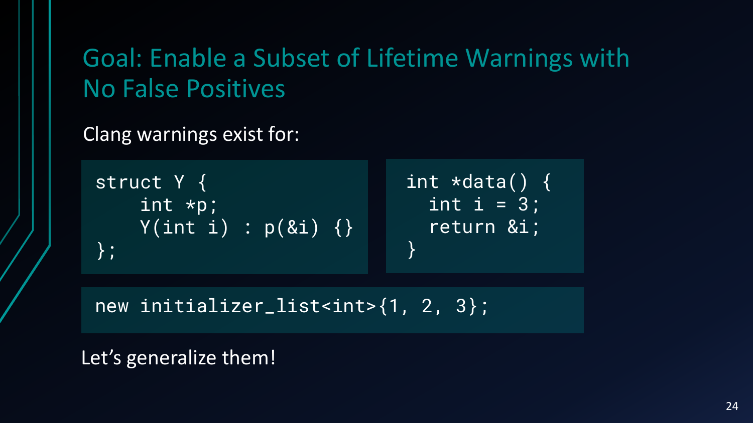# Goal: Enable a Subset of Lifetime Warnings with No False Positives

Clang warnings exist for:

```
struct Y {
    int *p;
    Y(int i) : p(&i) {}
};
```

```
int *data() {
  int i = 3;
  return &i;
}
```

```
new initializer_list<int>{1, 2, 3};
```

Let's generalize them!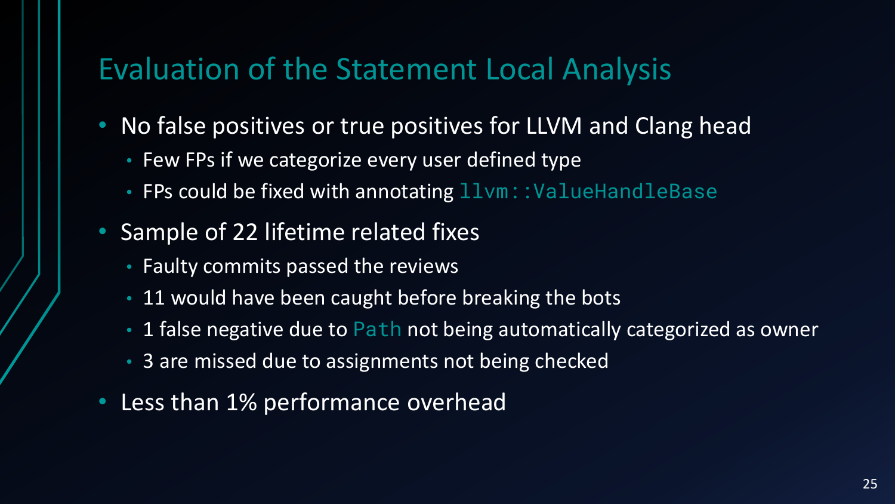# Evaluation of the Statement Local Analysis

- No false positives or true positives for LLVM and Clang head
  - Few FPs if we categorize every user defined type
  - FPs could be fixed with annotating `llvm::ValueHandleBase`
- Sample of 22 lifetime related fixes
  - Faulty commits passed the reviews
  - 11 would have been caught before breaking the bots
  - 1 false negative due to `Path` not being automatically categorized as owner
  - 3 are missed due to assignments not being checked
- Less than 1% performance overhead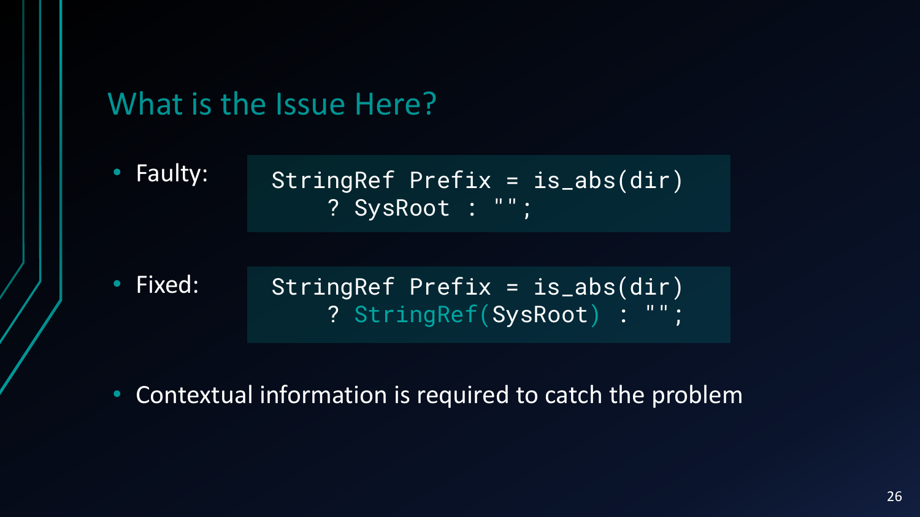## What is the Issue Here?

- Faulty:

```
StringRef Prefix = is_abs(dir)
    ? SysRoot : "";
```

- Fixed:

```
StringRef Prefix = is_abs(dir)
    ? StringRef(SysRoot) : "";
```

- Contextual information is required to catch the problem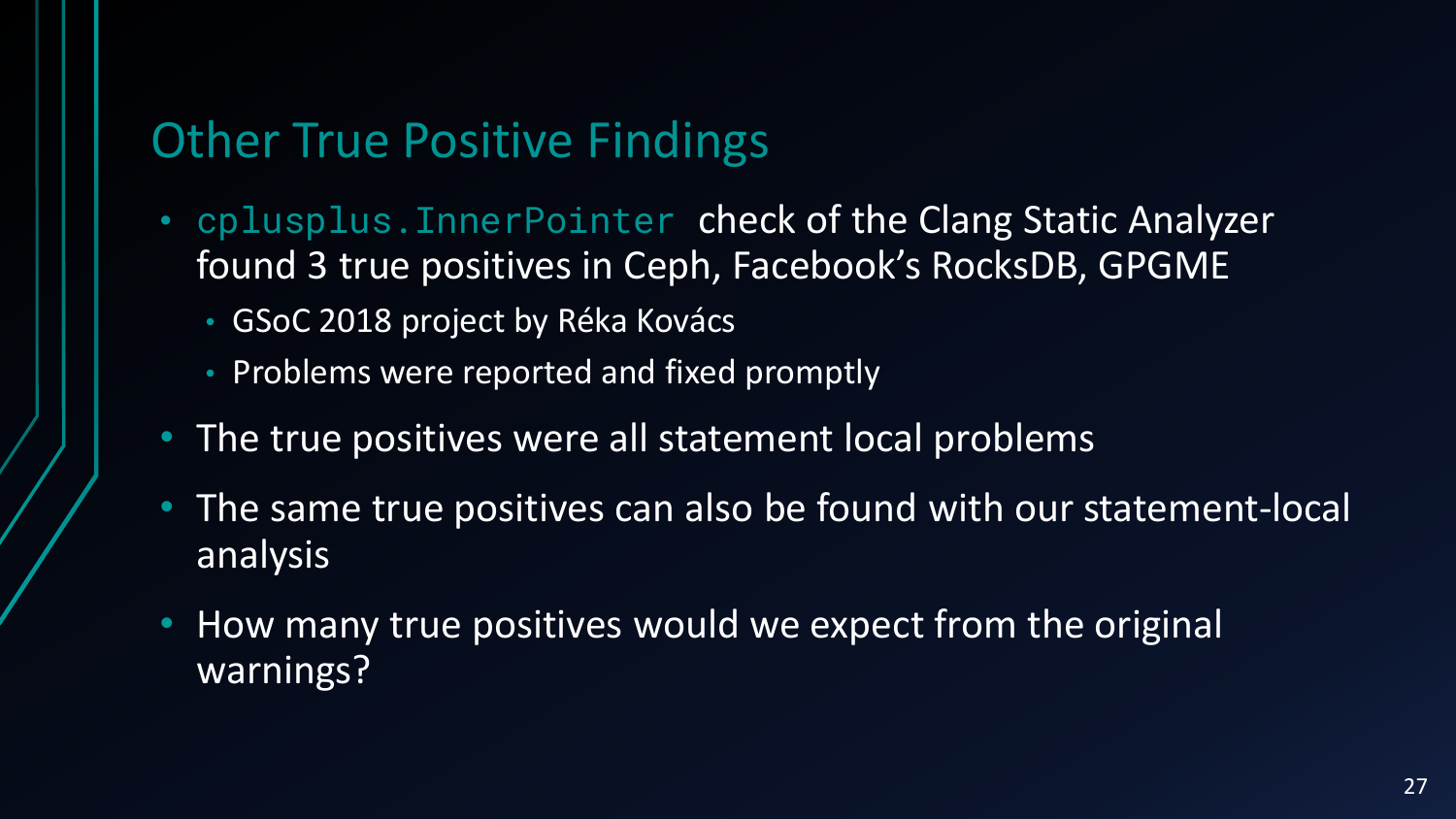## Other True Positive Findings

- `cplusplus.InnerPointer` check of the Clang Static Analyzer found 3 true positives in Ceph, Facebook's RocksDB, GPGME
  - GSoC 2018 project by Réka Kovács
  - Problems were reported and fixed promptly
- The true positives were all statement local problems
- The same true positives can also be found with our statement-local analysis
- How many true positives would we expect from the original warnings?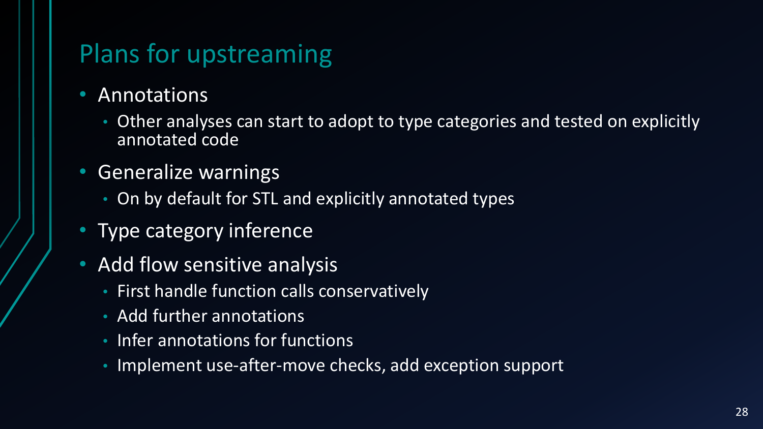# Plans for upstreaming

- Annotations
  - Other analyses can start to adopt to type categories and tested on explicitly annotated code
- Generalize warnings
  - On by default for STL and explicitly annotated types
- Type category inference
- Add flow sensitive analysis
  - First handle function calls conservatively
  - Add further annotations
  - Infer annotations for functions
  - Implement use-after-move checks, add exception support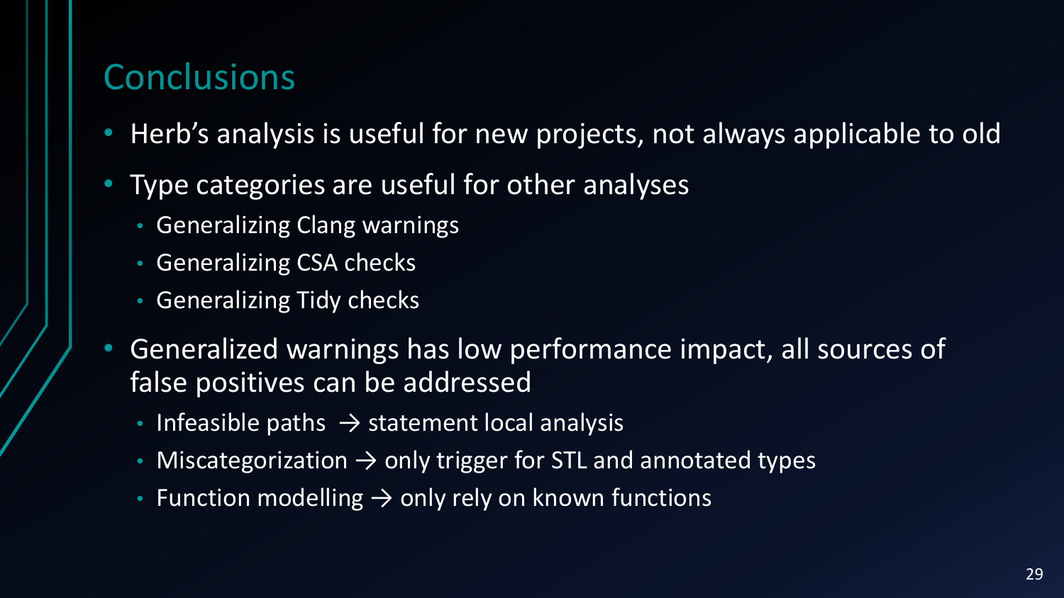# Conclusions

- Herb’s analysis is useful for new projects, not always applicable to old
- Type categories are useful for other analyses
  - Generalizing Clang warnings
  - Generalizing CSA checks
  - Generalizing Tidy checks
- Generalized warnings has low performance impact, all sources of false positives can be addressed
  - Infeasible paths → statement local analysis
  - Miscategorization → only trigger for STL and annotated types
  - Function modelling → only rely on known functions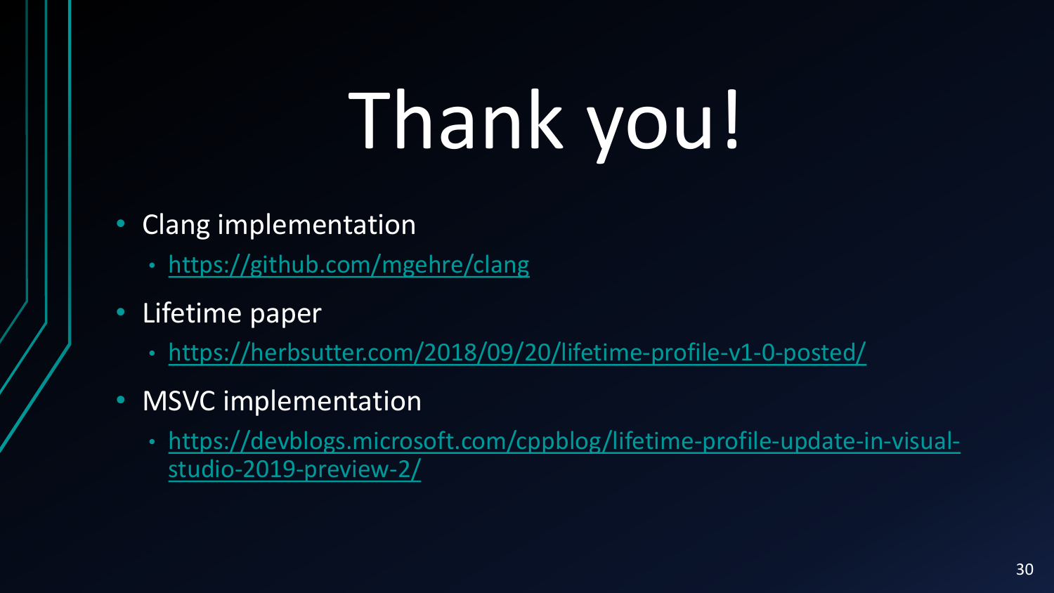# Thank you!

- Clang implementation
  - https://github.com/mgehre/clang
- Lifetime paper
  - https://herbsutter.com/2018/09/20/lifetime-profile-v1-0-posted/
- MSVC implementation
  - https://devblogs.microsoft.com/cppblog/lifetime-profile-update-in-visual-studio-2019-preview-2/